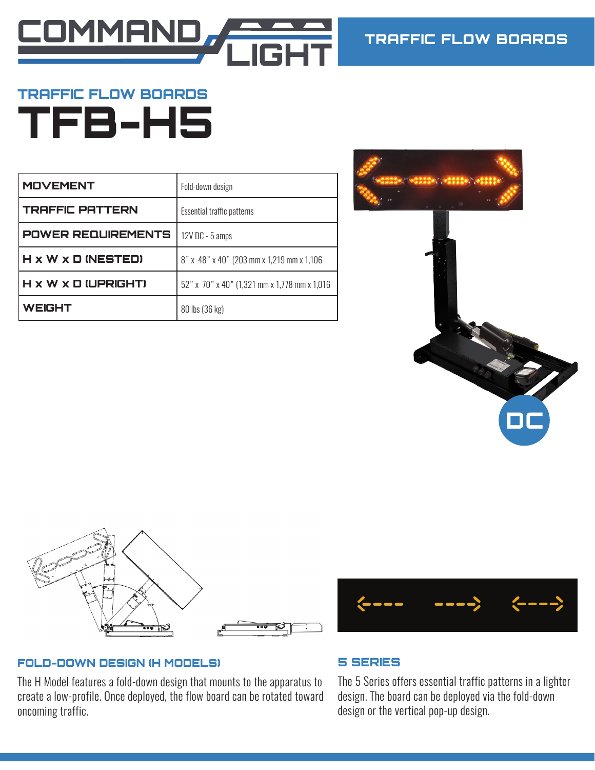COMMAND LIGHT

TRAFFIC FLOW BOARDS

## TRAFFIC FLOW BOARDS

# TFB-H5

| | |
|---|---|
| **MOVEMENT** | Fold-down design |
| **TRAFFIC PATTERN** | Essential traffic patterns |
| **POWER REQUIREMENTS** | 12V DC - 5 amps |
| **H x W x D (NESTED)** | 8" x 48" x 40" (203 mm x 1,219 mm x 1,106 |
| **H x W x D (UPRIGHT)** | 52" x 70" x 40" (1,321 mm x 1,778 mm x 1,016 |
| **WEIGHT** | 80 lbs (36 kg) |

DC

### FOLD-DOWN DESIGN (H MODELS)

The H Model features a fold-down design that mounts to the apparatus to create a low-profile. Once deployed, the flow board can be rotated toward oncoming traffic.

### 5 SERIES

The 5 Series offers essential traffic patterns in a lighter design. The board can be deployed via the fold-down design or the vertical pop-up design.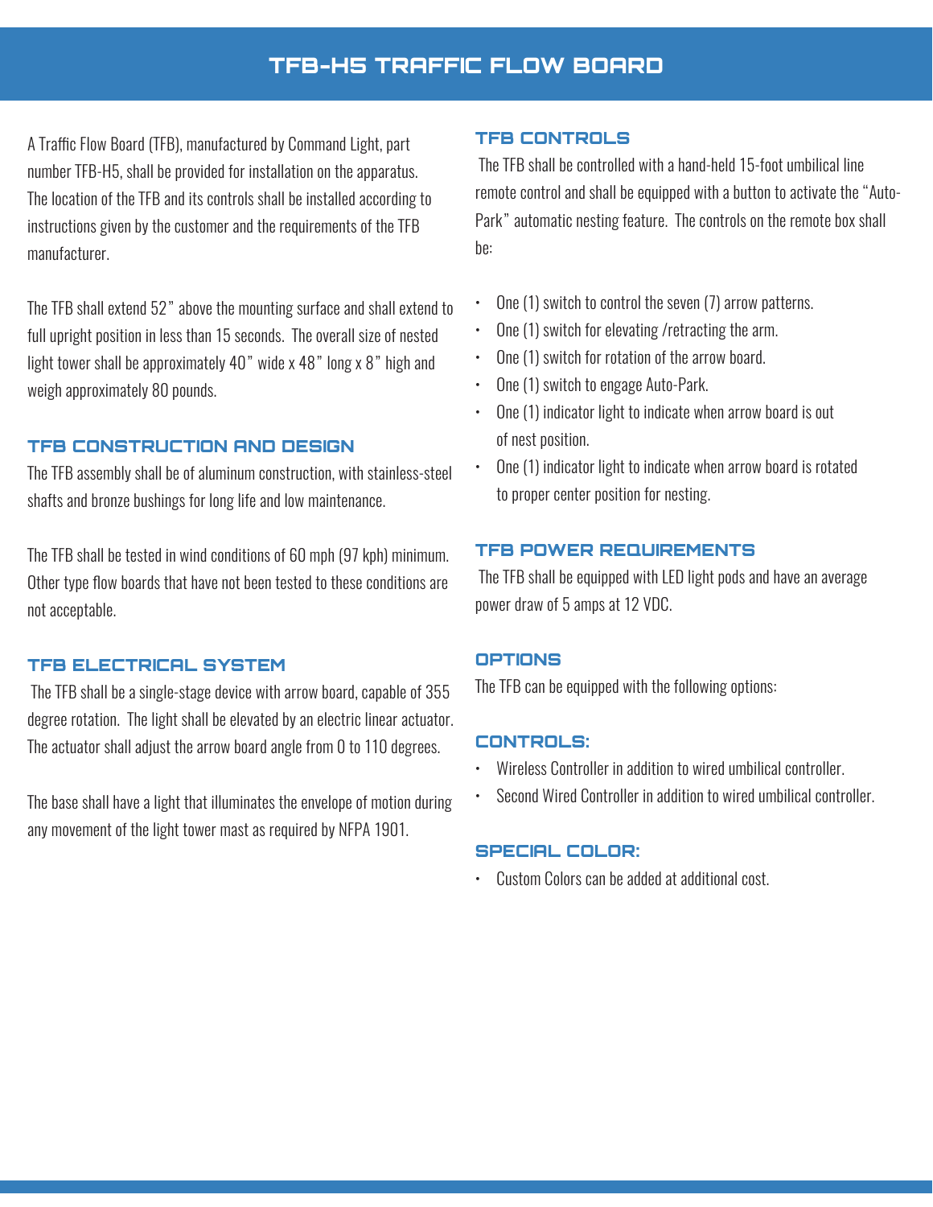# TFB-H5 TRAFFIC FLOW BOARD

A Traffic Flow Board (TFB), manufactured by Command Light, part number TFB-H5, shall be provided for installation on the apparatus. The location of the TFB and its controls shall be installed according to instructions given by the customer and the requirements of the TFB manufacturer.

The TFB shall extend 52" above the mounting surface and shall extend to full upright position in less than 15 seconds. The overall size of nested light tower shall be approximately 40" wide x 48" long x 8" high and weigh approximately 80 pounds.

## TFB CONSTRUCTION AND DESIGN

The TFB assembly shall be of aluminum construction, with stainless-steel shafts and bronze bushings for long life and low maintenance.

The TFB shall be tested in wind conditions of 60 mph (97 kph) minimum. Other type flow boards that have not been tested to these conditions are not acceptable.

## TFB ELECTRICAL SYSTEM

The TFB shall be a single-stage device with arrow board, capable of 355 degree rotation. The light shall be elevated by an electric linear actuator. The actuator shall adjust the arrow board angle from 0 to 110 degrees.

The base shall have a light that illuminates the envelope of motion during any movement of the light tower mast as required by NFPA 1901.

## TFB CONTROLS

The TFB shall be controlled with a hand-held 15-foot umbilical line remote control and shall be equipped with a button to activate the "Auto-Park" automatic nesting feature. The controls on the remote box shall be:

- One (1) switch to control the seven (7) arrow patterns.
- One (1) switch for elevating /retracting the arm.
- One (1) switch for rotation of the arrow board.
- One (1) switch to engage Auto-Park.
- One (1) indicator light to indicate when arrow board is out of nest position.
- One (1) indicator light to indicate when arrow board is rotated to proper center position for nesting.

## TFB POWER REQUIREMENTS

The TFB shall be equipped with LED light pods and have an average power draw of 5 amps at 12 VDC.

## OPTIONS

The TFB can be equipped with the following options:

## CONTROLS:

- Wireless Controller in addition to wired umbilical controller.
- Second Wired Controller in addition to wired umbilical controller.

## SPECIAL COLOR:

- Custom Colors can be added at additional cost.